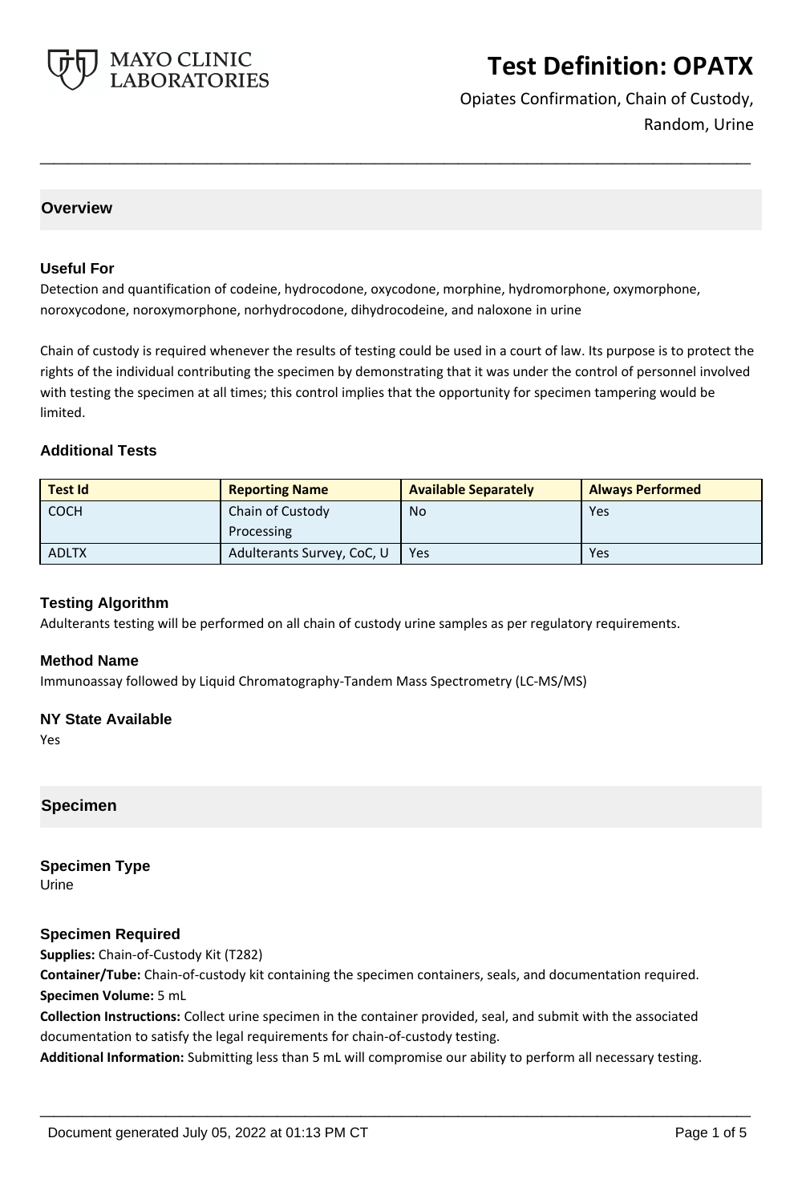# Test Definition: OPATX

Opiates Confirmation, Chain of Custody, Random, Urine

## Overview

### Useful For

Detection and quantification of codeine, hydrocodone, oxycodone, morphine, hydromorphone, oxymorphone, noroxycodone, noroxymorphone, norhydrocodone, dihydrocodeine, and naloxone in urine

Chain of custody is required whenever the results of testing could be used in a court of law. Its purpose is to protect the rights of the individual contributing the specimen by demonstrating that it was under the control of personnel involved with testing the specimen at all times; this control implies that the opportunity for specimen tampering would be limited.

### Additional Tests

| Test Id | Reporting Name | Available Separately | Always Performed |
|---|---|---|---|
| COCH | Chain of Custody Processing | No | Yes |
| ADLTX | Adulterants Survey, CoC, U | Yes | Yes |

### Testing Algorithm

Adulterants testing will be performed on all chain of custody urine samples as per regulatory requirements.

### Method Name

Immunoassay followed by Liquid Chromatography-Tandem Mass Spectrometry (LC-MS/MS)

### NY State Available

Yes

## Specimen

### Specimen Type

Urine

### Specimen Required

**Supplies:** Chain-of-Custody Kit (T282)

**Container/Tube:** Chain-of-custody kit containing the specimen containers, seals, and documentation required.

**Specimen Volume:** 5 mL

**Collection Instructions:** Collect urine specimen in the container provided, seal, and submit with the associated documentation to satisfy the legal requirements for chain-of-custody testing.

**Additional Information:** Submitting less than 5 mL will compromise our ability to perform all necessary testing.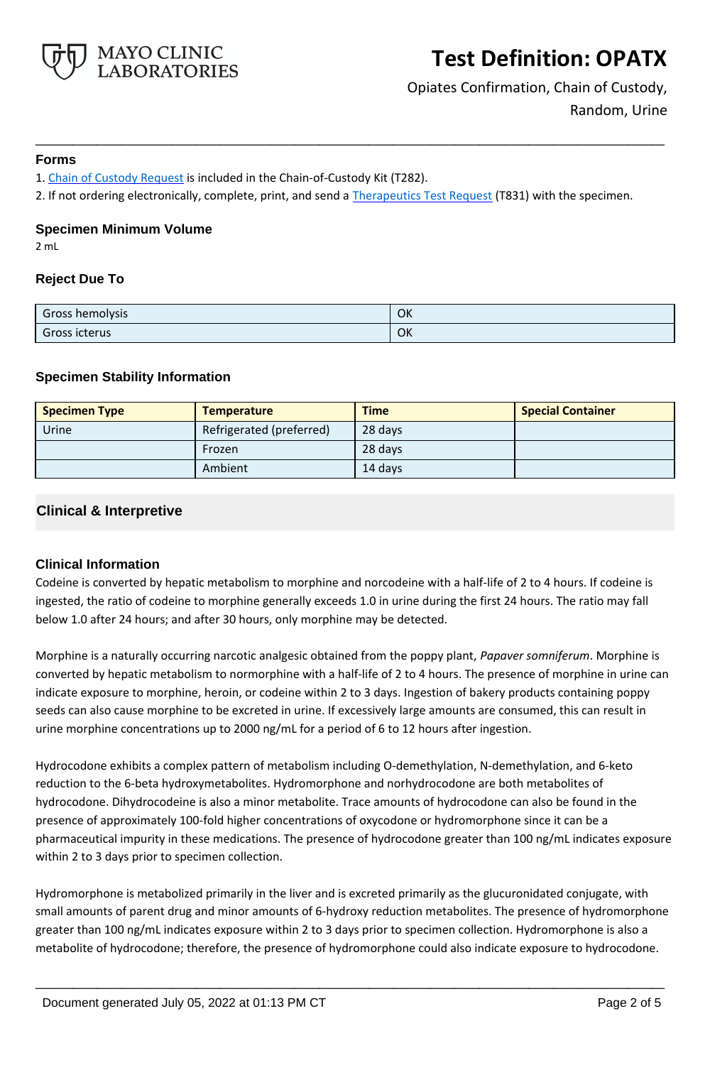### Forms

1. Chain of Custody Request is included in the Chain-of-Custody Kit (T282).
2. If not ordering electronically, complete, print, and send a Therapeutics Test Request (T831) with the specimen.

### Specimen Minimum Volume

2 mL

### Reject Due To

| | |
|---|---|
| Gross hemolysis | OK |
| Gross icterus | OK |

### Specimen Stability Information

| Specimen Type | Temperature | Time | Special Container |
|---|---|---|---|
| Urine | Refrigerated (preferred) | 28 days | |
| | Frozen | 28 days | |
| | Ambient | 14 days | |

## Clinical & Interpretive

### Clinical Information

Codeine is converted by hepatic metabolism to morphine and norcodeine with a half-life of 2 to 4 hours. If codeine is ingested, the ratio of codeine to morphine generally exceeds 1.0 in urine during the first 24 hours. The ratio may fall below 1.0 after 24 hours; and after 30 hours, only morphine may be detected.

Morphine is a naturally occurring narcotic analgesic obtained from the poppy plant, *Papaver somniferum*. Morphine is converted by hepatic metabolism to normorphine with a half-life of 2 to 4 hours. The presence of morphine in urine can indicate exposure to morphine, heroin, or codeine within 2 to 3 days. Ingestion of bakery products containing poppy seeds can also cause morphine to be excreted in urine. If excessively large amounts are consumed, this can result in urine morphine concentrations up to 2000 ng/mL for a period of 6 to 12 hours after ingestion.

Hydrocodone exhibits a complex pattern of metabolism including O-demethylation, N-demethylation, and 6-keto reduction to the 6-beta hydroxymetabolites. Hydromorphone and norhydrocodone are both metabolites of hydrocodone. Dihydrocodeine is also a minor metabolite. Trace amounts of hydrocodone can also be found in the presence of approximately 100-fold higher concentrations of oxycodone or hydromorphone since it can be a pharmaceutical impurity in these medications. The presence of hydrocodone greater than 100 ng/mL indicates exposure within 2 to 3 days prior to specimen collection.

Hydromorphone is metabolized primarily in the liver and is excreted primarily as the glucuronidated conjugate, with small amounts of parent drug and minor amounts of 6-hydroxy reduction metabolites. The presence of hydromorphone greater than 100 ng/mL indicates exposure within 2 to 3 days prior to specimen collection. Hydromorphone is also a metabolite of hydrocodone; therefore, the presence of hydromorphone could also indicate exposure to hydrocodone.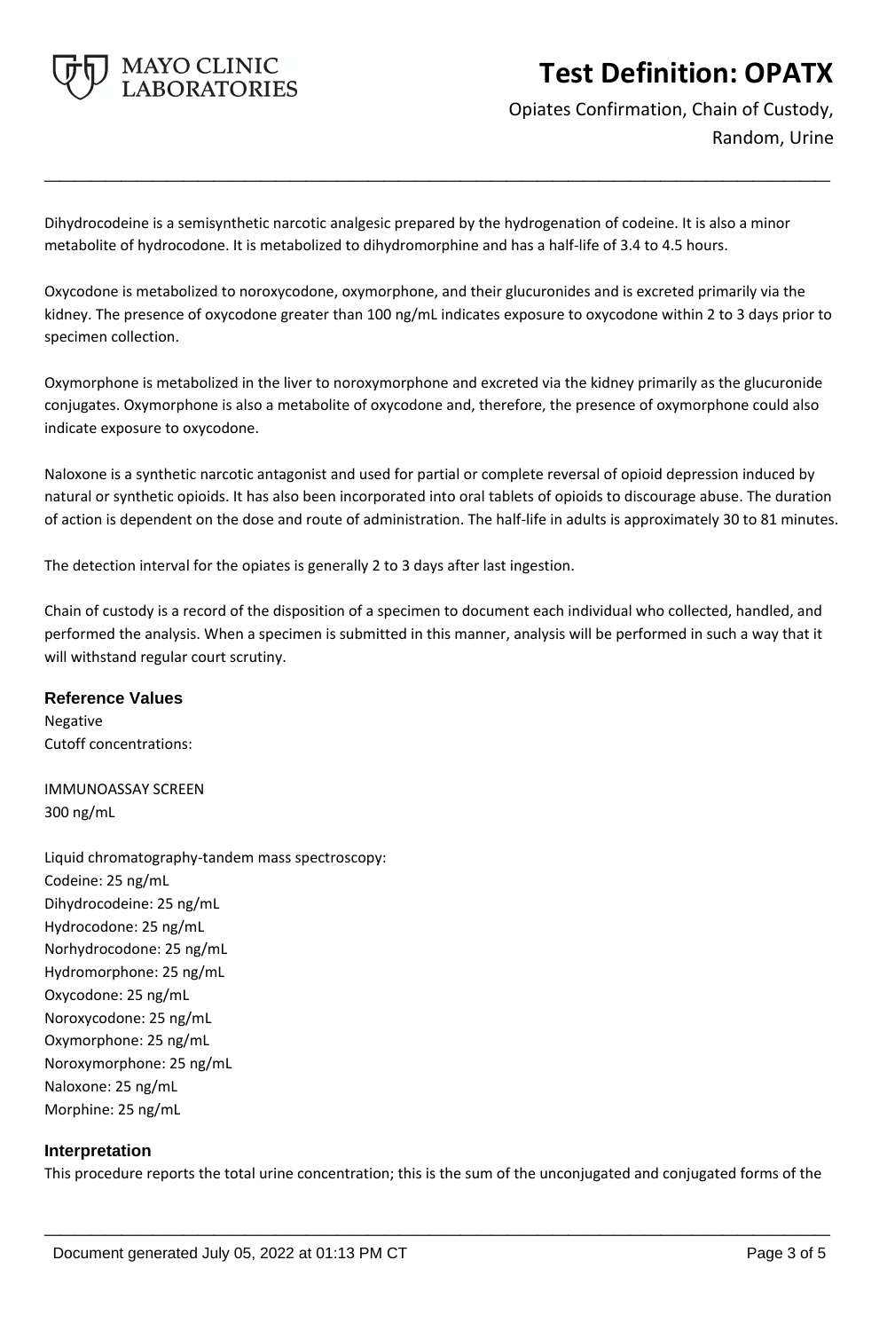Dihydrocodeine is a semisynthetic narcotic analgesic prepared by the hydrogenation of codeine. It is also a minor metabolite of hydrocodone. It is metabolized to dihydromorphine and has a half-life of 3.4 to 4.5 hours.

Oxycodone is metabolized to noroxycodone, oxymorphone, and their glucuronides and is excreted primarily via the kidney. The presence of oxycodone greater than 100 ng/mL indicates exposure to oxycodone within 2 to 3 days prior to specimen collection.

Oxymorphone is metabolized in the liver to noroxymorphone and excreted via the kidney primarily as the glucuronide conjugates. Oxymorphone is also a metabolite of oxycodone and, therefore, the presence of oxymorphone could also indicate exposure to oxycodone.

Naloxone is a synthetic narcotic antagonist and used for partial or complete reversal of opioid depression induced by natural or synthetic opioids. It has also been incorporated into oral tablets of opioids to discourage abuse. The duration of action is dependent on the dose and route of administration. The half-life in adults is approximately 30 to 81 minutes.

The detection interval for the opiates is generally 2 to 3 days after last ingestion.

Chain of custody is a record of the disposition of a specimen to document each individual who collected, handled, and performed the analysis. When a specimen is submitted in this manner, analysis will be performed in such a way that it will withstand regular court scrutiny.

## Reference Values

Negative
Cutoff concentrations:

IMMUNOASSAY SCREEN
300 ng/mL

Liquid chromatography-tandem mass spectroscopy:
Codeine: 25 ng/mL
Dihydrocodeine: 25 ng/mL
Hydrocodone: 25 ng/mL
Norhydrocodone: 25 ng/mL
Hydromorphone: 25 ng/mL
Oxycodone: 25 ng/mL
Noroxycodone: 25 ng/mL
Oxymorphone: 25 ng/mL
Noroxymorphone: 25 ng/mL
Naloxone: 25 ng/mL
Morphine: 25 ng/mL

## Interpretation

This procedure reports the total urine concentration; this is the sum of the unconjugated and conjugated forms of the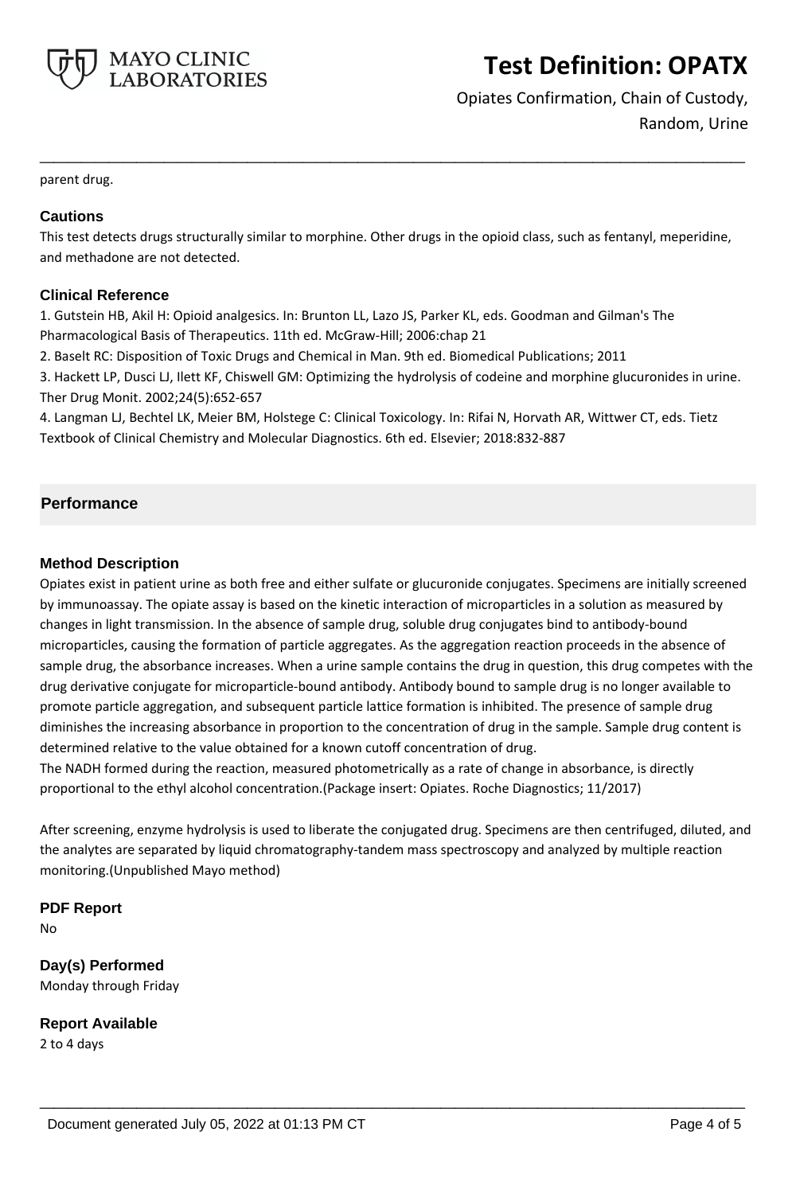parent drug.

### Cautions

This test detects drugs structurally similar to morphine. Other drugs in the opioid class, such as fentanyl, meperidine, and methadone are not detected.

### Clinical Reference

1. Gutstein HB, Akil H: Opioid analgesics. In: Brunton LL, Lazo JS, Parker KL, eds. Goodman and Gilman's The Pharmacological Basis of Therapeutics. 11th ed. McGraw-Hill; 2006:chap 21
2. Baselt RC: Disposition of Toxic Drugs and Chemical in Man. 9th ed. Biomedical Publications; 2011
3. Hackett LP, Dusci LJ, Ilett KF, Chiswell GM: Optimizing the hydrolysis of codeine and morphine glucuronides in urine. Ther Drug Monit. 2002;24(5):652-657
4. Langman LJ, Bechtel LK, Meier BM, Holstege C: Clinical Toxicology. In: Rifai N, Horvath AR, Wittwer CT, eds. Tietz Textbook of Clinical Chemistry and Molecular Diagnostics. 6th ed. Elsevier; 2018:832-887

## Performance

### Method Description

Opiates exist in patient urine as both free and either sulfate or glucuronide conjugates. Specimens are initially screened by immunoassay. The opiate assay is based on the kinetic interaction of microparticles in a solution as measured by changes in light transmission. In the absence of sample drug, soluble drug conjugates bind to antibody-bound microparticles, causing the formation of particle aggregates. As the aggregation reaction proceeds in the absence of sample drug, the absorbance increases. When a urine sample contains the drug in question, this drug competes with the drug derivative conjugate for microparticle-bound antibody. Antibody bound to sample drug is no longer available to promote particle aggregation, and subsequent particle lattice formation is inhibited. The presence of sample drug diminishes the increasing absorbance in proportion to the concentration of drug in the sample. Sample drug content is determined relative to the value obtained for a known cutoff concentration of drug.
The NADH formed during the reaction, measured photometrically as a rate of change in absorbance, is directly proportional to the ethyl alcohol concentration.(Package insert: Opiates. Roche Diagnostics; 11/2017)

After screening, enzyme hydrolysis is used to liberate the conjugated drug. Specimens are then centrifuged, diluted, and the analytes are separated by liquid chromatography-tandem mass spectroscopy and analyzed by multiple reaction monitoring.(Unpublished Mayo method)

### PDF Report

No

### Day(s) Performed

Monday through Friday

### Report Available

2 to 4 days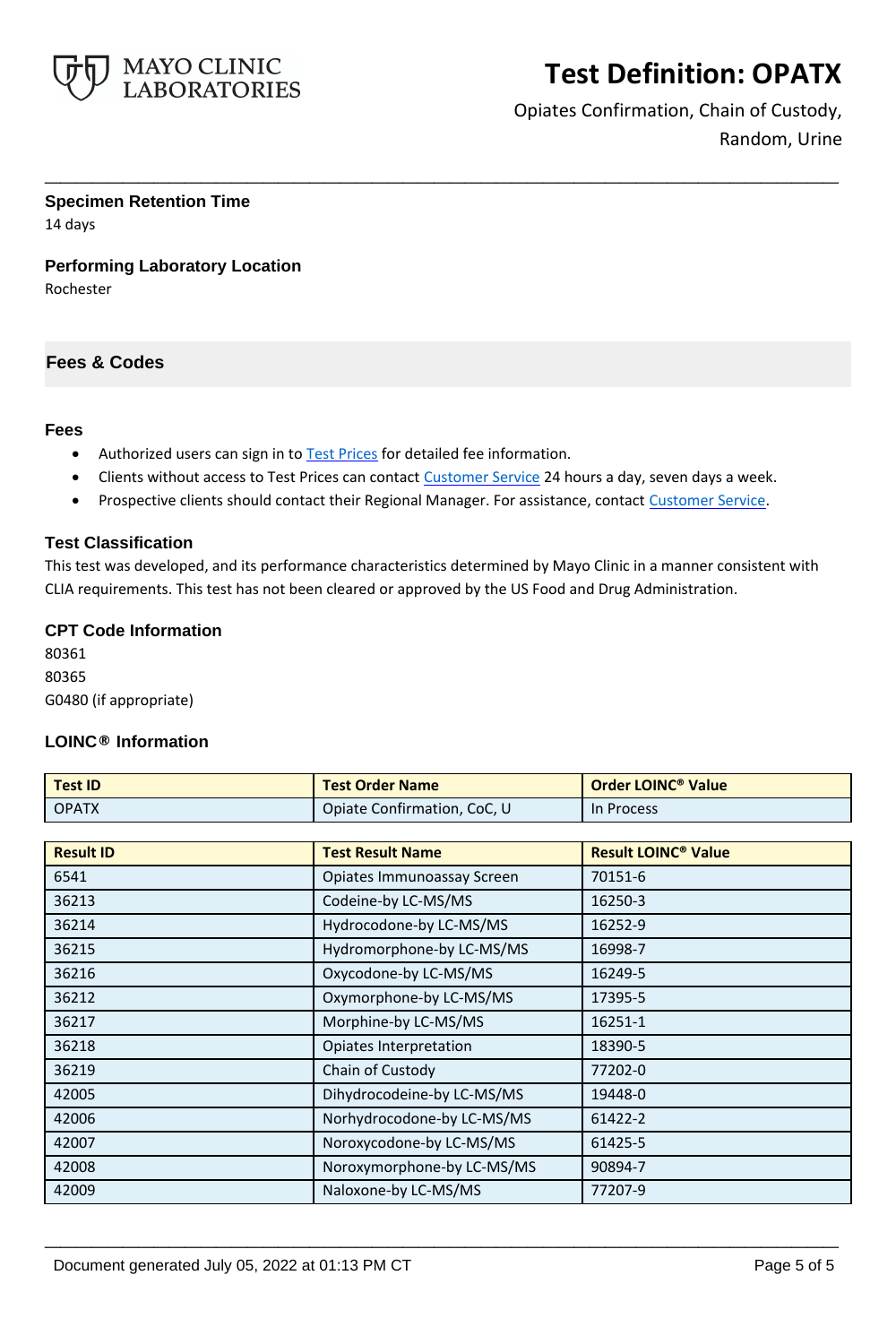**Specimen Retention Time**
14 days

**Performing Laboratory Location**
Rochester

## Fees & Codes

**Fees**

- Authorized users can sign in to Test Prices for detailed fee information.
- Clients without access to Test Prices can contact Customer Service 24 hours a day, seven days a week.
- Prospective clients should contact their Regional Manager. For assistance, contact Customer Service.

**Test Classification**
This test was developed, and its performance characteristics determined by Mayo Clinic in a manner consistent with CLIA requirements. This test has not been cleared or approved by the US Food and Drug Administration.

**CPT Code Information**
80361
80365
G0480 (if appropriate)

**LOINC® Information**

| Test ID | Test Order Name | Order LOINC® Value |
|---|---|---|
| OPATX | Opiate Confirmation, CoC, U | In Process |

| Result ID | Test Result Name | Result LOINC® Value |
|---|---|---|
| 6541 | Opiates Immunoassay Screen | 70151-6 |
| 36213 | Codeine-by LC-MS/MS | 16250-3 |
| 36214 | Hydrocodone-by LC-MS/MS | 16252-9 |
| 36215 | Hydromorphone-by LC-MS/MS | 16998-7 |
| 36216 | Oxycodone-by LC-MS/MS | 16249-5 |
| 36212 | Oxymorphone-by LC-MS/MS | 17395-5 |
| 36217 | Morphine-by LC-MS/MS | 16251-1 |
| 36218 | Opiates Interpretation | 18390-5 |
| 36219 | Chain of Custody | 77202-0 |
| 42005 | Dihydrocodeine-by LC-MS/MS | 19448-0 |
| 42006 | Norhydrocodone-by LC-MS/MS | 61422-2 |
| 42007 | Noroxycodone-by LC-MS/MS | 61425-5 |
| 42008 | Noroxymorphone-by LC-MS/MS | 90894-7 |
| 42009 | Naloxone-by LC-MS/MS | 77207-9 |